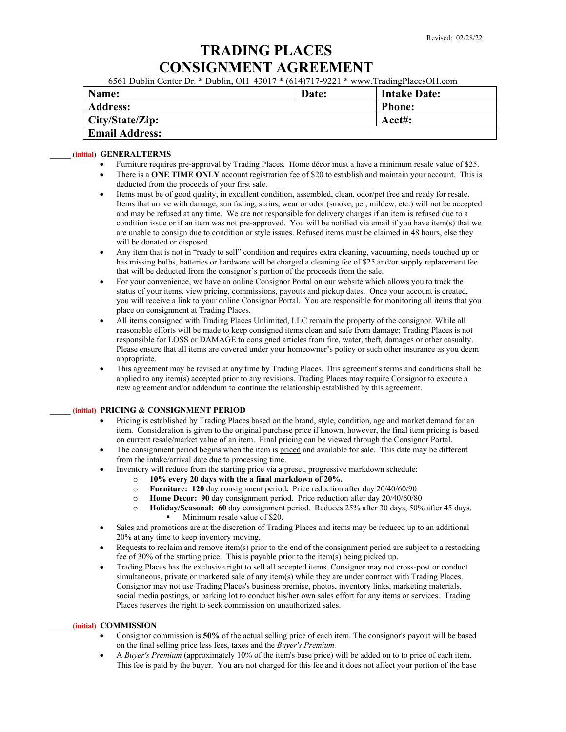Revised: 02/28/22

# TRADING PLACES
# CONSIGNMENT AGREEMENT

6561 Dublin Center Dr. * Dublin, OH 43017 * (614)717-9221 * www.TradingPlacesOH.com

| **Name:** | **Date:** | **Intake Date:** |
|---|---|---|
| **Address:** | | **Phone:** |
| **City/State/Zip:** | | **Acct#:** |
| **Email Address:** | | |

_____ (initial) **GENERALTERMS**

- Furniture requires pre-approval by Trading Places. Home décor must a have a minimum resale value of $25.
- There is a **ONE TIME ONLY** account registration fee of $20 to establish and maintain your account. This is deducted from the proceeds of your first sale.
- Items must be of good quality, in excellent condition, assembled, clean, odor/pet free and ready for resale. Items that arrive with damage, sun fading, stains, wear or odor (smoke, pet, mildew, etc.) will not be accepted and may be refused at any time. We are not responsible for delivery charges if an item is refused due to a condition issue or if an item was not pre-approved. You will be notified via email if you have item(s) that we are unable to consign due to condition or style issues. Refused items must be claimed in 48 hours, else they will be donated or disposed.
- Any item that is not in "ready to sell" condition and requires extra cleaning, vacuuming, needs touched up or has missing bulbs, batteries or hardware will be charged a cleaning fee of $25 and/or supply replacement fee that will be deducted from the consignor's portion of the proceeds from the sale.
- For your convenience, we have an online Consignor Portal on our website which allows you to track the status of your items. view pricing, commissions, payouts and pickup dates. Once your account is created, you will receive a link to your online Consignor Portal. You are responsible for monitoring all items that you place on consignment at Trading Places.
- All items consigned with Trading Places Unlimited, LLC remain the property of the consignor. While all reasonable efforts will be made to keep consigned items clean and safe from damage; Trading Places is not responsible for LOSS or DAMAGE to consigned articles from fire, water, theft, damages or other casualty. Please ensure that all items are covered under your homeowner's policy or such other insurance as you deem appropriate.
- This agreement may be revised at any time by Trading Places. This agreement's terms and conditions shall be applied to any item(s) accepted prior to any revisions. Trading Places may require Consignor to execute a new agreement and/or addendum to continue the relationship established by this agreement.

_____ (initial) **PRICING & CONSIGNMENT PERIOD**

- Pricing is established by Trading Places based on the brand, style, condition, age and market demand for an item. Consideration is given to the original purchase price if known, however, the final item pricing is based on current resale/market value of an item. Final pricing can be viewed through the Consignor Portal.
- The consignment period begins when the item is priced and available for sale. This date may be different from the intake/arrival date due to processing time.
- Inventory will reduce from the starting price via a preset, progressive markdown schedule:
  - **10% every 20 days with a final markdown of 20%.**
  - **Furniture: 120** day consignment period**.** Price reduction after day 20/40/60/90
  - **Home Decor: 90** day consignment period. Price reduction after day 20/40/60/80
  - **Holiday/Seasonal: 60** day consignment period. Reduces 25% after 30 days, 50% after 45 days.
    - Minimum resale value of $20.
- Sales and promotions are at the discretion of Trading Places and items may be reduced up to an additional 20% at any time to keep inventory moving.
- Requests to reclaim and remove item(s) prior to the end of the consignment period are subject to a restocking fee of 30% of the starting price. This is payable prior to the item(s) being picked up.
- Trading Places has the exclusive right to sell all accepted items. Consignor may not cross-post or conduct simultaneous, private or marketed sale of any item(s) while they are under contract with Trading Places. Consignor may not use Trading Places's business premise, photos, inventory links, marketing materials, social media postings, or parking lot to conduct his/her own sales effort for any items or services. Trading Places reserves the right to seek commission on unauthorized sales.

_____ (initial) **COMMISSION**

- Consignor commission is **50%** of the actual selling price of each item. The consignor's payout will be based on the final selling price less fees, taxes and the *Buyer's Premium.*
- A *Buyer's Premium* (approximately 10% of the item's base price) will be added on to to price of each item. This fee is paid by the buyer. You are not charged for this fee and it does not affect your portion of the base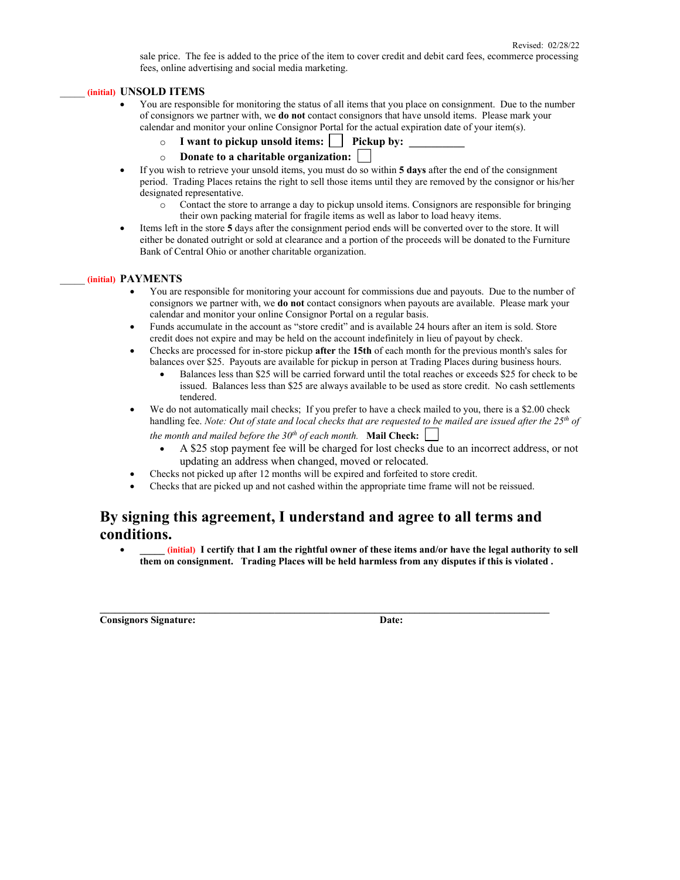sale price. The fee is added to the price of the item to cover credit and debit card fees, ecommerce processing fees, online advertising and social media marketing.

_____ (initial) **UNSOLD ITEMS**

- You are responsible for monitoring the status of all items that you place on consignment. Due to the number of consignors we partner with, we **do not** contact consignors that have unsold items. Please mark your calendar and monitor your online Consignor Portal for the actual expiration date of your item(s).
  - **I want to pickup unsold items:** ☐ **Pickup by:** __________
  - **Donate to a charitable organization:** ☐
- If you wish to retrieve your unsold items, you must do so within **5 days** after the end of the consignment period. Trading Places retains the right to sell those items until they are removed by the consignor or his/her designated representative.
  - Contact the store to arrange a day to pickup unsold items. Consignors are responsible for bringing their own packing material for fragile items as well as labor to load heavy items.
- Items left in the store **5** days after the consignment period ends will be converted over to the store. It will either be donated outright or sold at clearance and a portion of the proceeds will be donated to the Furniture Bank of Central Ohio or another charitable organization.

_____ (initial) **PAYMENTS**

- You are responsible for monitoring your account for commissions due and payouts. Due to the number of consignors we partner with, we **do not** contact consignors when payouts are available. Please mark your calendar and monitor your online Consignor Portal on a regular basis.
- Funds accumulate in the account as "store credit" and is available 24 hours after an item is sold. Store credit does not expire and may be held on the account indefinitely in lieu of payout by check.
- Checks are processed for in-store pickup **after** the **15th** of each month for the previous month's sales for balances over $25. Payouts are available for pickup in person at Trading Places during business hours.
  - Balances less than $25 will be carried forward until the total reaches or exceeds $25 for check to be issued. Balances less than $25 are always available to be used as store credit. No cash settlements tendered.
- We do not automatically mail checks; If you prefer to have a check mailed to you, there is a $2.00 check handling fee. *Note: Out of state and local checks that are requested to be mailed are issued after the 25th of the month and mailed before the 30th of each month.* **Mail Check:** ☐
  - A $25 stop payment fee will be charged for lost checks due to an incorrect address, or not updating an address when changed, moved or relocated.
- Checks not picked up after 12 months will be expired and forfeited to store credit.
- Checks that are picked up and not cashed within the appropriate time frame will not be reissued.

## By signing this agreement, I understand and agree to all terms and conditions.

- _____ (initial) **I certify that I am the rightful owner of these items and/or have the legal authority to sell them on consignment. Trading Places will be held harmless from any disputes if this is violated .**

______________________________________________________________________

**Consignors Signature:** **Date:**